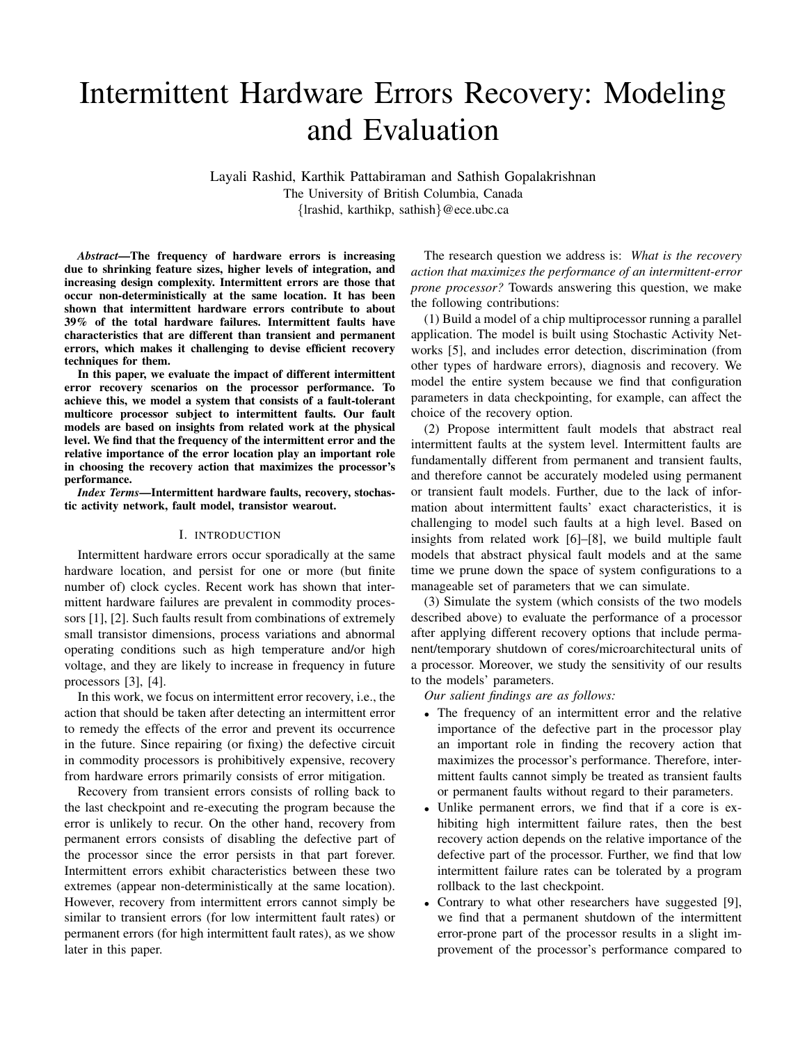# Intermittent Hardware Errors Recovery: Modeling and Evaluation

Layali Rashid, Karthik Pattabiraman and Sathish Gopalakrishnan
The University of British Columbia, Canada
{lrashid, karthikp, sathish}@ece.ubc.ca

***Abstract*—The frequency of hardware errors is increasing due to shrinking feature sizes, higher levels of integration, and increasing design complexity. Intermittent errors are those that occur non-deterministically at the same location. It has been shown that intermittent hardware errors contribute to about 39% of the total hardware failures. Intermittent faults have characteristics that are different than transient and permanent errors, which makes it challenging to devise efficient recovery techniques for them.**

**In this paper, we evaluate the impact of different intermittent error recovery scenarios on the processor performance. To achieve this, we model a system that consists of a fault-tolerant multicore processor subject to intermittent faults. Our fault models are based on insights from related work at the physical level. We find that the frequency of the intermittent error and the relative importance of the error location play an important role in choosing the recovery action that maximizes the processor's performance.**

***Index Terms*—Intermittent hardware faults, recovery, stochastic activity network, fault model, transistor wearout.**

## I. Introduction

Intermittent hardware errors occur sporadically at the same hardware location, and persist for one or more (but finite number of) clock cycles. Recent work has shown that intermittent hardware failures are prevalent in commodity processors [1], [2]. Such faults result from combinations of extremely small transistor dimensions, process variations and abnormal operating conditions such as high temperature and/or high voltage, and they are likely to increase in frequency in future processors [3], [4].

In this work, we focus on intermittent error recovery, i.e., the action that should be taken after detecting an intermittent error to remedy the effects of the error and prevent its occurrence in the future. Since repairing (or fixing) the defective circuit in commodity processors is prohibitively expensive, recovery from hardware errors primarily consists of error mitigation.

Recovery from transient errors consists of rolling back to the last checkpoint and re-executing the program because the error is unlikely to recur. On the other hand, recovery from permanent errors consists of disabling the defective part of the processor since the error persists in that part forever. Intermittent errors exhibit characteristics between these two extremes (appear non-deterministically at the same location). However, recovery from intermittent errors cannot simply be similar to transient errors (for low intermittent fault rates) or permanent errors (for high intermittent fault rates), as we show later in this paper.

The research question we address is: *What is the recovery action that maximizes the performance of an intermittent-error prone processor?* Towards answering this question, we make the following contributions:

(1) Build a model of a chip multiprocessor running a parallel application. The model is built using Stochastic Activity Networks [5], and includes error detection, discrimination (from other types of hardware errors), diagnosis and recovery. We model the entire system because we find that configuration parameters in data checkpointing, for example, can affect the choice of the recovery option.

(2) Propose intermittent fault models that abstract real intermittent faults at the system level. Intermittent faults are fundamentally different from permanent and transient faults, and therefore cannot be accurately modeled using permanent or transient fault models. Further, due to the lack of information about intermittent faults' exact characteristics, it is challenging to model such faults at a high level. Based on insights from related work [6]–[8], we build multiple fault models that abstract physical fault models and at the same time we prune down the space of system configurations to a manageable set of parameters that we can simulate.

(3) Simulate the system (which consists of the two models described above) to evaluate the performance of a processor after applying different recovery options that include permanent/temporary shutdown of cores/microarchitectural units of a processor. Moreover, we study the sensitivity of our results to the models' parameters.

*Our salient findings are as follows:*

- The frequency of an intermittent error and the relative importance of the defective part in the processor play an important role in finding the recovery action that maximizes the processor's performance. Therefore, intermittent faults cannot simply be treated as transient faults or permanent faults without regard to their parameters.
- Unlike permanent errors, we find that if a core is exhibiting high intermittent failure rates, then the best recovery action depends on the relative importance of the defective part of the processor. Further, we find that low intermittent failure rates can be tolerated by a program rollback to the last checkpoint.
- Contrary to what other researchers have suggested [9], we find that a permanent shutdown of the intermittent error-prone part of the processor results in a slight improvement of the processor's performance compared to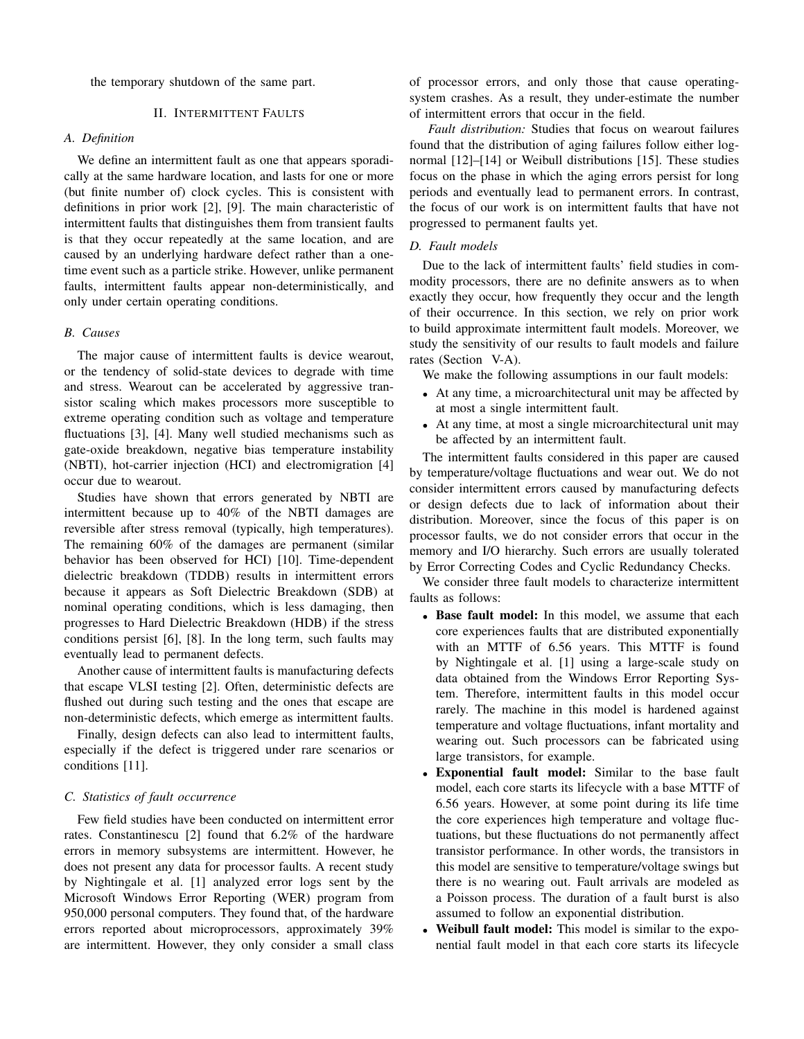the temporary shutdown of the same part.

## II. Intermittent Faults

### A. Definition

We define an intermittent fault as one that appears sporadically at the same hardware location, and lasts for one or more (but finite number of) clock cycles. This is consistent with definitions in prior work [2], [9]. The main characteristic of intermittent faults that distinguishes them from transient faults is that they occur repeatedly at the same location, and are caused by an underlying hardware defect rather than a one-time event such as a particle strike. However, unlike permanent faults, intermittent faults appear non-deterministically, and only under certain operating conditions.

### B. Causes

The major cause of intermittent faults is device wearout, or the tendency of solid-state devices to degrade with time and stress. Wearout can be accelerated by aggressive transistor scaling which makes processors more susceptible to extreme operating condition such as voltage and temperature fluctuations [3], [4]. Many well studied mechanisms such as gate-oxide breakdown, negative bias temperature instability (NBTI), hot-carrier injection (HCI) and electromigration [4] occur due to wearout.

Studies have shown that errors generated by NBTI are intermittent because up to 40% of the NBTI damages are reversible after stress removal (typically, high temperatures). The remaining 60% of the damages are permanent (similar behavior has been observed for HCI) [10]. Time-dependent dielectric breakdown (TDDB) results in intermittent errors because it appears as Soft Dielectric Breakdown (SDB) at nominal operating conditions, which is less damaging, then progresses to Hard Dielectric Breakdown (HDB) if the stress conditions persist [6], [8]. In the long term, such faults may eventually lead to permanent defects.

Another cause of intermittent faults is manufacturing defects that escape VLSI testing [2]. Often, deterministic defects are flushed out during such testing and the ones that escape are non-deterministic defects, which emerge as intermittent faults.

Finally, design defects can also lead to intermittent faults, especially if the defect is triggered under rare scenarios or conditions [11].

### C. Statistics of fault occurrence

Few field studies have been conducted on intermittent error rates. Constantinescu [2] found that 6.2% of the hardware errors in memory subsystems are intermittent. However, he does not present any data for processor faults. A recent study by Nightingale et al. [1] analyzed error logs sent by the Microsoft Windows Error Reporting (WER) program from 950,000 personal computers. They found that, of the hardware errors reported about microprocessors, approximately 39% are intermittent. However, they only consider a small class of processor errors, and only those that cause operating-system crashes. As a result, they under-estimate the number of intermittent errors that occur in the field.

*Fault distribution:* Studies that focus on wearout failures found that the distribution of aging failures follow either log-normal [12]–[14] or Weibull distributions [15]. These studies focus on the phase in which the aging errors persist for long periods and eventually lead to permanent errors. In contrast, the focus of our work is on intermittent faults that have not progressed to permanent faults yet.

### D. Fault models

Due to the lack of intermittent faults' field studies in commodity processors, there are no definite answers as to when exactly they occur, how frequently they occur and the length of their occurrence. In this section, we rely on prior work to build approximate intermittent fault models. Moreover, we study the sensitivity of our results to fault models and failure rates (Section V-A).

We make the following assumptions in our fault models:

- At any time, a microarchitectural unit may be affected by at most a single intermittent fault.
- At any time, at most a single microarchitectural unit may be affected by an intermittent fault.

The intermittent faults considered in this paper are caused by temperature/voltage fluctuations and wear out. We do not consider intermittent errors caused by manufacturing defects or design defects due to lack of information about their distribution. Moreover, since the focus of this paper is on processor faults, we do not consider errors that occur in the memory and I/O hierarchy. Such errors are usually tolerated by Error Correcting Codes and Cyclic Redundancy Checks.

We consider three fault models to characterize intermittent faults as follows:

- **Base fault model:** In this model, we assume that each core experiences faults that are distributed exponentially with an MTTF of 6.56 years. This MTTF is found by Nightingale et al. [1] using a large-scale study on data obtained from the Windows Error Reporting System. Therefore, intermittent faults in this model occur rarely. The machine in this model is hardened against temperature and voltage fluctuations, infant mortality and wearing out. Such processors can be fabricated using large transistors, for example.
- **Exponential fault model:** Similar to the base fault model, each core starts its lifecycle with a base MTTF of 6.56 years. However, at some point during its life time the core experiences high temperature and voltage fluctuations, but these fluctuations do not permanently affect transistor performance. In other words, the transistors in this model are sensitive to temperature/voltage swings but there is no wearing out. Fault arrivals are modeled as a Poisson process. The duration of a fault burst is also assumed to follow an exponential distribution.
- **Weibull fault model:** This model is similar to the exponential fault model in that each core starts its lifecycle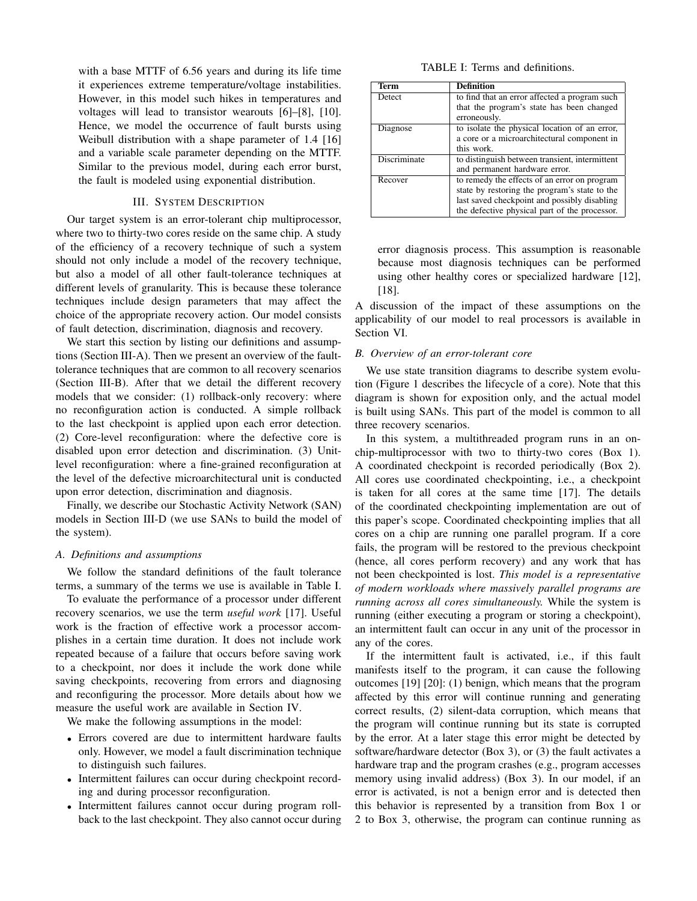with a base MTTF of 6.56 years and during its life time it experiences extreme temperature/voltage instabilities. However, in this model such hikes in temperatures and voltages will lead to transistor wearouts [6]–[8], [10]. Hence, we model the occurrence of fault bursts using Weibull distribution with a shape parameter of 1.4 [16] and a variable scale parameter depending on the MTTF. Similar to the previous model, during each error burst, the fault is modeled using exponential distribution.

## III. System Description

Our target system is an error-tolerant chip multiprocessor, where two to thirty-two cores reside on the same chip. A study of the efficiency of a recovery technique of such a system should not only include a model of the recovery technique, but also a model of all other fault-tolerance techniques at different levels of granularity. This is because these tolerance techniques include design parameters that may affect the choice of the appropriate recovery action. Our model consists of fault detection, discrimination, diagnosis and recovery.

We start this section by listing our definitions and assumptions (Section III-A). Then we present an overview of the fault-tolerance techniques that are common to all recovery scenarios (Section III-B). After that we detail the different recovery models that we consider: (1) rollback-only recovery: where no reconfiguration action is conducted. A simple rollback to the last checkpoint is applied upon each error detection. (2) Core-level reconfiguration: where the defective core is disabled upon error detection and discrimination. (3) Unit-level reconfiguration: where a fine-grained reconfiguration at the level of the defective microarchitectural unit is conducted upon error detection, discrimination and diagnosis.

Finally, we describe our Stochastic Activity Network (SAN) models in Section III-D (we use SANs to build the model of the system).

### A. Definitions and assumptions

We follow the standard definitions of the fault tolerance terms, a summary of the terms we use is available in Table I.

To evaluate the performance of a processor under different recovery scenarios, we use the term *useful work* [17]. Useful work is the fraction of effective work a processor accomplishes in a certain time duration. It does not include work repeated because of a failure that occurs before saving work to a checkpoint, nor does it include the work done while saving checkpoints, recovering from errors and diagnosing and reconfiguring the processor. More details about how we measure the useful work are available in Section IV.

We make the following assumptions in the model:

- Errors covered are due to intermittent hardware faults only. However, we model a fault discrimination technique to distinguish such failures.
- Intermittent failures can occur during checkpoint recording and during processor reconfiguration.
- Intermittent failures cannot occur during program rollback to the last checkpoint. They also cannot occur during error diagnosis process. This assumption is reasonable because most diagnosis techniques can be performed using other healthy cores or specialized hardware [12], [18].

TABLE I: Terms and definitions.

| Term | Definition |
|---|---|
| Detect | to find that an error affected a program such that the program's state has been changed erroneously. |
| Diagnose | to isolate the physical location of an error, a core or a microarchitectural component in this work. |
| Discriminate | to distinguish between transient, intermittent and permanent hardware error. |
| Recover | to remedy the effects of an error on program state by restoring the program's state to the last saved checkpoint and possibly disabling the defective physical part of the processor. |

A discussion of the impact of these assumptions on the applicability of our model to real processors is available in Section VI.

### B. Overview of an error-tolerant core

We use state transition diagrams to describe system evolution (Figure 1 describes the lifecycle of a core). Note that this diagram is shown for exposition only, and the actual model is built using SANs. This part of the model is common to all three recovery scenarios.

In this system, a multithreaded program runs in an on-chip-multiprocessor with two to thirty-two cores (Box 1). A coordinated checkpoint is recorded periodically (Box 2). All cores use coordinated checkpointing, i.e., a checkpoint is taken for all cores at the same time [17]. The details of the coordinated checkpointing implementation are out of this paper's scope. Coordinated checkpointing implies that all cores on a chip are running one parallel program. If a core fails, the program will be restored to the previous checkpoint (hence, all cores perform recovery) and any work that has not been checkpointed is lost. *This model is a representative of modern workloads where massively parallel programs are running across all cores simultaneously.* While the system is running (either executing a program or storing a checkpoint), an intermittent fault can occur in any unit of the processor in any of the cores.

If the intermittent fault is activated, i.e., if this fault manifests itself to the program, it can cause the following outcomes [19] [20]: (1) benign, which means that the program affected by this error will continue running and generating correct results, (2) silent-data corruption, which means that the program will continue running but its state is corrupted by the error. At a later stage this error might be detected by software/hardware detector (Box 3), or (3) the fault activates a hardware trap and the program crashes (e.g., program accesses memory using invalid address) (Box 3). In our model, if an error is activated, is not a benign error and is detected then this behavior is represented by a transition from Box 1 or 2 to Box 3, otherwise, the program can continue running as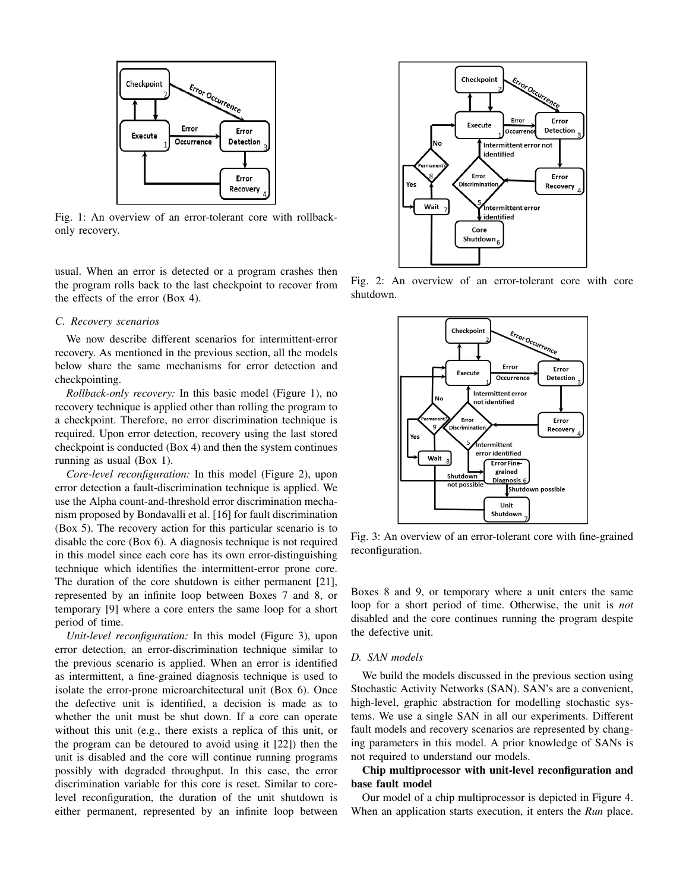Fig. 1: An overview of an error-tolerant core with rollback-only recovery.

usual. When an error is detected or a program crashes then the program rolls back to the last checkpoint to recover from the effects of the error (Box 4).

### C. Recovery scenarios

We now describe different scenarios for intermittent-error recovery. As mentioned in the previous section, all the models below share the same mechanisms for error detection and checkpointing.

*Rollback-only recovery:* In this basic model (Figure 1), no recovery technique is applied other than rolling the program to a checkpoint. Therefore, no error discrimination technique is required. Upon error detection, recovery using the last stored checkpoint is conducted (Box 4) and then the system continues running as usual (Box 1).

*Core-level reconfiguration:* In this model (Figure 2), upon error detection a fault-discrimination technique is applied. We use the Alpha count-and-threshold error discrimination mechanism proposed by Bondavalli et al. [16] for fault discrimination (Box 5). The recovery action for this particular scenario is to disable the core (Box 6). A diagnosis technique is not required in this model since each core has its own error-distinguishing technique which identifies the intermittent-error prone core. The duration of the core shutdown is either permanent [21], represented by an infinite loop between Boxes 7 and 8, or temporary [9] where a core enters the same loop for a short period of time.

*Unit-level reconfiguration:* In this model (Figure 3), upon error detection, an error-discrimination technique similar to the previous scenario is applied. When an error is identified as intermittent, a fine-grained diagnosis technique is used to isolate the error-prone microarchitectural unit (Box 6). Once the defective unit is identified, a decision is made as to whether the unit must be shut down. If a core can operate without this unit (e.g., there exists a replica of this unit, or the program can be detoured to avoid using it [22]) then the unit is disabled and the core will continue running programs possibly with degraded throughput. In this case, the error discrimination variable for this core is reset. Similar to core-level reconfiguration, the duration of the unit shutdown is either permanent, represented by an infinite loop between Boxes 8 and 9, or temporary where a unit enters the same loop for a short period of time. Otherwise, the unit is *not* disabled and the core continues running the program despite the defective unit.

Fig. 2: An overview of an error-tolerant core with core shutdown.

Fig. 3: An overview of an error-tolerant core with fine-grained reconfiguration.

### D. SAN models

We build the models discussed in the previous section using Stochastic Activity Networks (SAN). SAN's are a convenient, high-level, graphic abstraction for modelling stochastic systems. We use a single SAN in all our experiments. Different fault models and recovery scenarios are represented by changing parameters in this model. A prior knowledge of SANs is not required to understand our models.

**Chip multiprocessor with unit-level reconfiguration and base fault model**

Our model of a chip multiprocessor is depicted in Figure 4. When an application starts execution, it enters the *Run* place.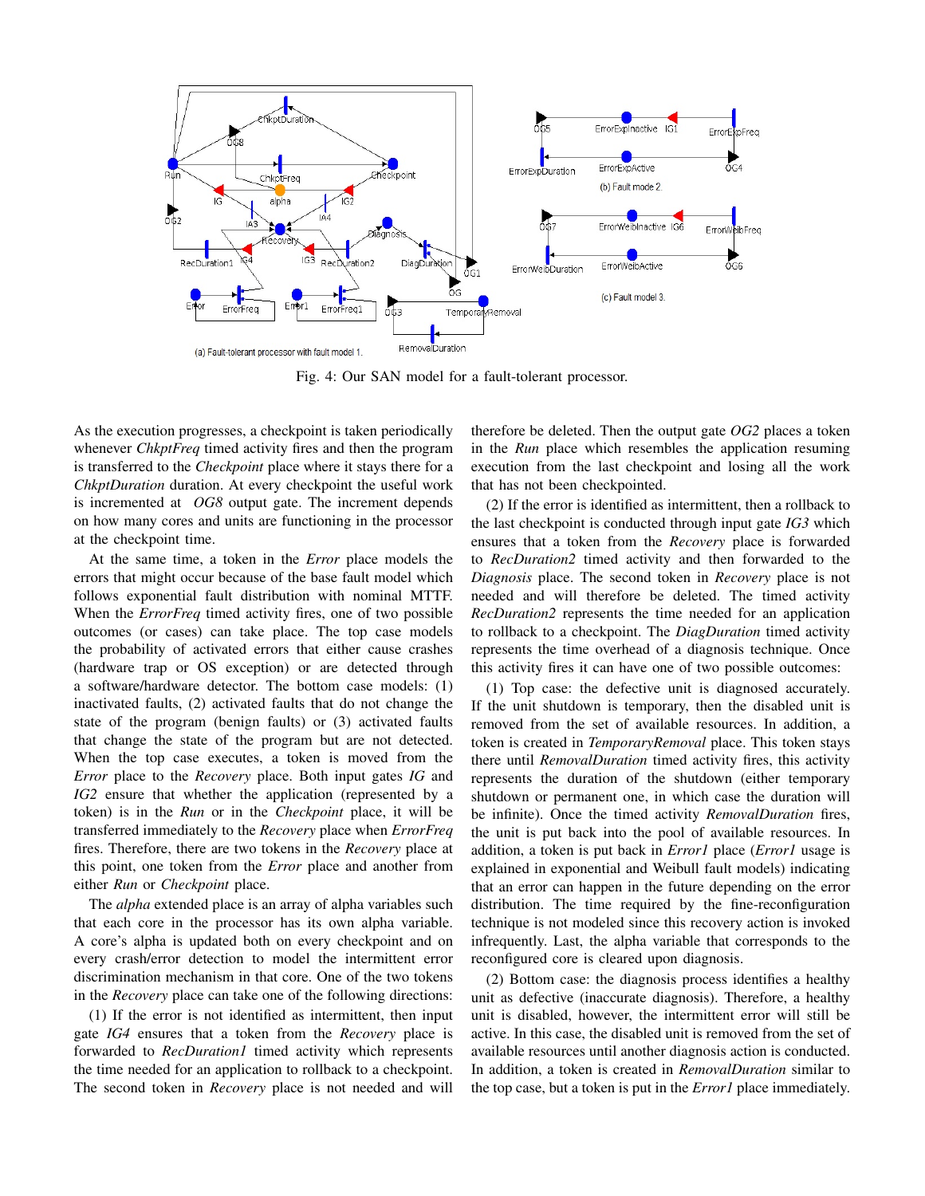Fig. 4: Our SAN model for a fault-tolerant processor.

As the execution progresses, a checkpoint is taken periodically whenever *ChkptFreq* timed activity fires and then the program is transferred to the *Checkpoint* place where it stays there for a *ChkptDuration* duration. At every checkpoint the useful work is incremented at *OG8* output gate. The increment depends on how many cores and units are functioning in the processor at the checkpoint time.

At the same time, a token in the *Error* place models the errors that might occur because of the base fault model which follows exponential fault distribution with nominal MTTF. When the *ErrorFreq* timed activity fires, one of two possible outcomes (or cases) can take place. The top case models the probability of activated errors that either cause crashes (hardware trap or OS exception) or are detected through a software/hardware detector. The bottom case models: (1) inactivated faults, (2) activated faults that do not change the state of the program (benign faults) or (3) activated faults that change the state of the program but are not detected. When the top case executes, a token is moved from the *Error* place to the *Recovery* place. Both input gates *IG* and *IG2* ensure that whether the application (represented by a token) is in the *Run* or in the *Checkpoint* place, it will be transferred immediately to the *Recovery* place when *ErrorFreq* fires. Therefore, there are two tokens in the *Recovery* place at this point, one token from the *Error* place and another from either *Run* or *Checkpoint* place.

The *alpha* extended place is an array of alpha variables such that each core in the processor has its own alpha variable. A core's alpha is updated both on every checkpoint and on every crash/error detection to model the intermittent error discrimination mechanism in that core. One of the two tokens in the *Recovery* place can take one of the following directions:

(1) If the error is not identified as intermittent, then input gate *IG4* ensures that a token from the *Recovery* place is forwarded to *RecDuration1* timed activity which represents the time needed for an application to rollback to a checkpoint. The second token in *Recovery* place is not needed and will therefore be deleted. Then the output gate *OG2* places a token in the *Run* place which resembles the application resuming execution from the last checkpoint and losing all the work that has not been checkpointed.

(2) If the error is identified as intermittent, then a rollback to the last checkpoint is conducted through input gate *IG3* which ensures that a token from the *Recovery* place is forwarded to *RecDuration2* timed activity and then forwarded to the *Diagnosis* place. The second token in *Recovery* place is not needed and will therefore be deleted. The timed activity *RecDuration2* represents the time needed for an application to rollback to a checkpoint. The *DiagDuration* timed activity represents the time overhead of a diagnosis technique. Once this activity fires it can have one of two possible outcomes:

(1) Top case: the defective unit is diagnosed accurately. If the unit shutdown is temporary, then the disabled unit is removed from the set of available resources. In addition, a token is created in *TemporaryRemoval* place. This token stays there until *RemovalDuration* timed activity fires, this activity represents the duration of the shutdown (either temporary shutdown or permanent one, in which case the duration will be infinite). Once the timed activity *RemovalDuration* fires, the unit is put back into the pool of available resources. In addition, a token is put back in *Error1* place (*Error1* usage is explained in exponential and Weibull fault models) indicating that an error can happen in the future depending on the error distribution. The time required by the fine-reconfiguration technique is not modeled since this recovery action is invoked infrequently. Last, the alpha variable that corresponds to the reconfigured core is cleared upon diagnosis.

(2) Bottom case: the diagnosis process identifies a healthy unit as defective (inaccurate diagnosis). Therefore, a healthy unit is disabled, however, the intermittent error will still be active. In this case, the disabled unit is removed from the set of available resources until another diagnosis action is conducted. In addition, a token is created in *RemovalDuration* similar to the top case, but a token is put in the *Error1* place immediately.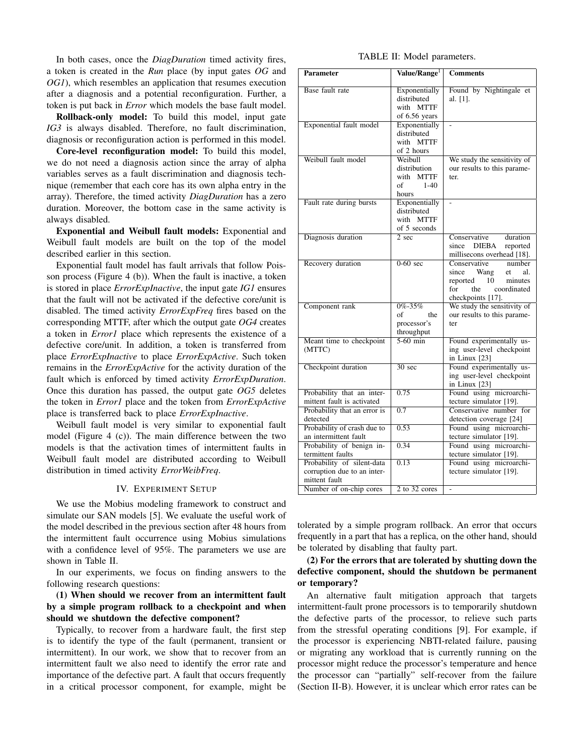In both cases, once the *DiagDuration* timed activity fires, a token is created in the *Run* place (by input gates *OG* and *OG1*), which resembles an application that resumes execution after a diagnosis and a potential reconfiguration. Further, a token is put back in *Error* which models the base fault model.

**Rollback-only model:** To build this model, input gate *IG3* is always disabled. Therefore, no fault discrimination, diagnosis or reconfiguration action is performed in this model.

**Core-level reconfiguration model:** To build this model, we do not need a diagnosis action since the array of alpha variables serves as a fault discrimination and diagnosis technique (remember that each core has its own alpha entry in the array). Therefore, the timed activity *DiagDuration* has a zero duration. Moreover, the bottom case in the same activity is always disabled.

**Exponential and Weibull fault models:** Exponential and Weibull fault models are built on the top of the model described earlier in this section.

Exponential fault model has fault arrivals that follow Poisson process (Figure 4 (b)). When the fault is inactive, a token is stored in place *ErrorExpInactive*, the input gate *IG1* ensures that the fault will not be activated if the defective core/unit is disabled. The timed activity *ErrorExpFreq* fires based on the corresponding MTTF, after which the output gate *OG4* creates a token in *Error1* place which represents the existence of a defective core/unit. In addition, a token is transferred from place *ErrorExpInactive* to place *ErrorExpActive*. Such token remains in the *ErrorExpActive* for the activity duration of the fault which is enforced by timed activity *ErrorExpDuration*. Once this duration has passed, the output gate *OG5* deletes the token in *Error1* place and the token from *ErrorExpActive* place is transferred back to place *ErrorExpInactive*.

Weibull fault model is very similar to exponential fault model (Figure 4 (c)). The main difference between the two models is that the activation times of intermittent faults in Weibull fault model are distributed according to Weibull distribution in timed activity *ErrorWeibFreq*.

## IV. Experiment Setup

We use the Mobius modeling framework to construct and simulate our SAN models [5]. We evaluate the useful work of the model described in the previous section after 48 hours from the intermittent fault occurrence using Mobius simulations with a confidence level of 95%. The parameters we use are shown in Table II.

TABLE II: Model parameters.

| Parameter | Value/Range[1] | Comments |
|---|---|---|
| Base fault rate | Exponentially distributed with MTTF of 6.56 years | Found by Nightingale et al. [1]. |
| Exponential fault model | Exponentially distributed with MTTF of 2 hours | - |
| Weibull fault model | Weibull distribution with MTTF of 1-40 hours | We study the sensitivity of our results to this parameter. |
| Fault rate during bursts | Exponentially distributed with MTTF of 5 seconds | - |
| Diagnosis duration | 2 sec | Conservative duration since DIEBA reported millisecons overhead [18]. |
| Recovery duration | 0-60 sec | Conservative number since Wang et al. reported 10 minutes for the coordinated checkpoints [17]. |
| Component rank | 0%-35% of the processor's throughput | We study the sensitivity of our results to this parameter |
| Meant time to checkpoint (MTTC) | 5-60 min | Found experimentally using user-level checkpoint in Linux [23] |
| Checkpoint duration | 30 sec | Found experimentally using user-level checkpoint in Linux [23] |
| Probability that an intermittent fault is activated | 0.75 | Found using microarchitecture simulator [19]. |
| Probability that an error is detected | 0.7 | Conservative number for detection coverage [24] |
| Probability of crash due to an intermittent fault | 0.53 | Found using microarchitecture simulator [19]. |
| Probability of benign intermittent faults | 0.34 | Found using microarchitecture simulator [19]. |
| Probability of silent-data corruption due to an intermittent fault | 0.13 | Found using microarchitecture simulator [19]. |
| Number of on-chip cores | 2 to 32 cores | - |

In our experiments, we focus on finding answers to the following research questions:

**(1) When should we recover from an intermittent fault by a simple program rollback to a checkpoint and when should we shutdown the defective component?**

Typically, to recover from a hardware fault, the first step is to identify the type of the fault (permanent, transient or intermittent). In our work, we show that to recover from an intermittent fault we also need to identify the error rate and importance of the defective part. A fault that occurs frequently in a critical processor component, for example, might be tolerated by a simple program rollback. An error that occurs frequently in a part that has a replica, on the other hand, should be tolerated by disabling that faulty part.

**(2) For the errors that are tolerated by shutting down the defective component, should the shutdown be permanent or temporary?**

An alternative fault mitigation approach that targets intermittent-fault prone processors is to temporarily shutdown the defective parts of the processor, to relieve such parts from the stressful operating conditions [9]. For example, if the processor is experiencing NBTI-related failure, pausing or migrating any workload that is currently running on the processor might reduce the processor's temperature and hence the processor can "partially" self-recover from the failure (Section II-B). However, it is unclear which error rates can be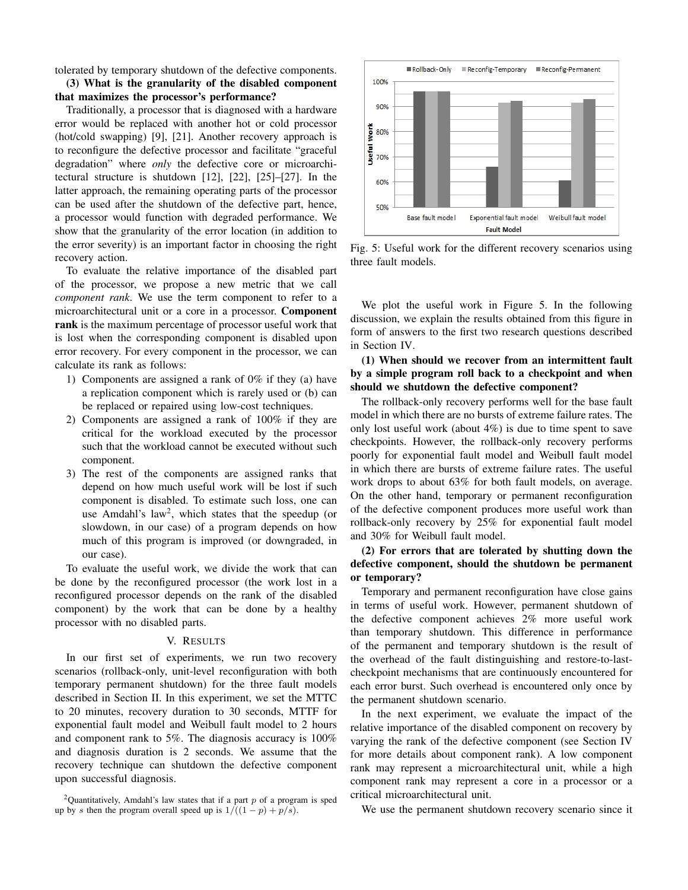tolerated by temporary shutdown of the defective components.

**(3) What is the granularity of the disabled component that maximizes the processor's performance?**

Traditionally, a processor that is diagnosed with a hardware error would be replaced with another hot or cold processor (hot/cold swapping) [9], [21]. Another recovery approach is to reconfigure the defective processor and facilitate "graceful degradation" where *only* the defective core or microarchitectural structure is shutdown [12], [22], [25]–[27]. In the latter approach, the remaining operating parts of the processor can be used after the shutdown of the defective part, hence, a processor would function with degraded performance. We show that the granularity of the error location (in addition to the error severity) is an important factor in choosing the right recovery action.

To evaluate the relative importance of the disabled part of the processor, we propose a new metric that we call *component rank*. We use the term component to refer to a microarchitectural unit or a core in a processor. **Component rank** is the maximum percentage of processor useful work that is lost when the corresponding component is disabled upon error recovery. For every component in the processor, we can calculate its rank as follows:

1) Components are assigned a rank of 0% if they (a) have a replication component which is rarely used or (b) can be replaced or repaired using low-cost techniques.
2) Components are assigned a rank of 100% if they are critical for the workload executed by the processor such that the workload cannot be executed without such component.
3) The rest of the components are assigned ranks that depend on how much useful work will be lost if such component is disabled. To estimate such loss, one can use Amdahl's law[2], which states that the speedup (or slowdown, in our case) of a program depends on how much of this program is improved (or downgraded, in our case).

To evaluate the useful work, we divide the work that can be done by the reconfigured processor (the work lost in a reconfigured processor depends on the rank of the disabled component) by the work that can be done by a healthy processor with no disabled parts.

## V. Results

In our first set of experiments, we run two recovery scenarios (rollback-only, unit-level reconfiguration with both temporary permanent shutdown) for the three fault models described in Section II. In this experiment, we set the MTTC to 20 minutes, recovery duration to 30 seconds, MTTF for exponential fault model and Weibull fault model to 2 hours and component rank to 5%. The diagnosis accuracy is 100% and diagnosis duration is 2 seconds. We assume that the recovery technique can shutdown the defective component upon successful diagnosis.

[2]Quantitatively, Amdahl's law states that if a part $p$ of a program is sped up by $s$ then the program overall speed up is $1/((1-p)+p/s)$.

Fig. 5: Useful work for the different recovery scenarios using three fault models.

We plot the useful work in Figure 5. In the following discussion, we explain the results obtained from this figure in form of answers to the first two research questions described in Section IV.

**(1) When should we recover from an intermittent fault by a simple program roll back to a checkpoint and when should we shutdown the defective component?**

The rollback-only recovery performs well for the base fault model in which there are no bursts of extreme failure rates. The only lost useful work (about 4%) is due to time spent to save checkpoints. However, the rollback-only recovery performs poorly for exponential fault model and Weibull fault model in which there are bursts of extreme failure rates. The useful work drops to about 63% for both fault models, on average. On the other hand, temporary or permanent reconfiguration of the defective component produces more useful work than rollback-only recovery by 25% for exponential fault model and 30% for Weibull fault model.

**(2) For errors that are tolerated by shutting down the defective component, should the shutdown be permanent or temporary?**

Temporary and permanent reconfiguration have close gains in terms of useful work. However, permanent shutdown of the defective component achieves 2% more useful work than temporary shutdown. This difference in performance of the permanent and temporary shutdown is the result of the overhead of the fault distinguishing and restore-to-last-checkpoint mechanisms that are continuously encountered for each error burst. Such overhead is encountered only once by the permanent shutdown scenario.

In the next experiment, we evaluate the impact of the relative importance of the disabled component on recovery by varying the rank of the defective component (see Section IV for more details about component rank). A low component rank may represent a microarchitectural unit, while a high component rank may represent a core in a processor or a critical microarchitectural unit.

We use the permanent shutdown recovery scenario since it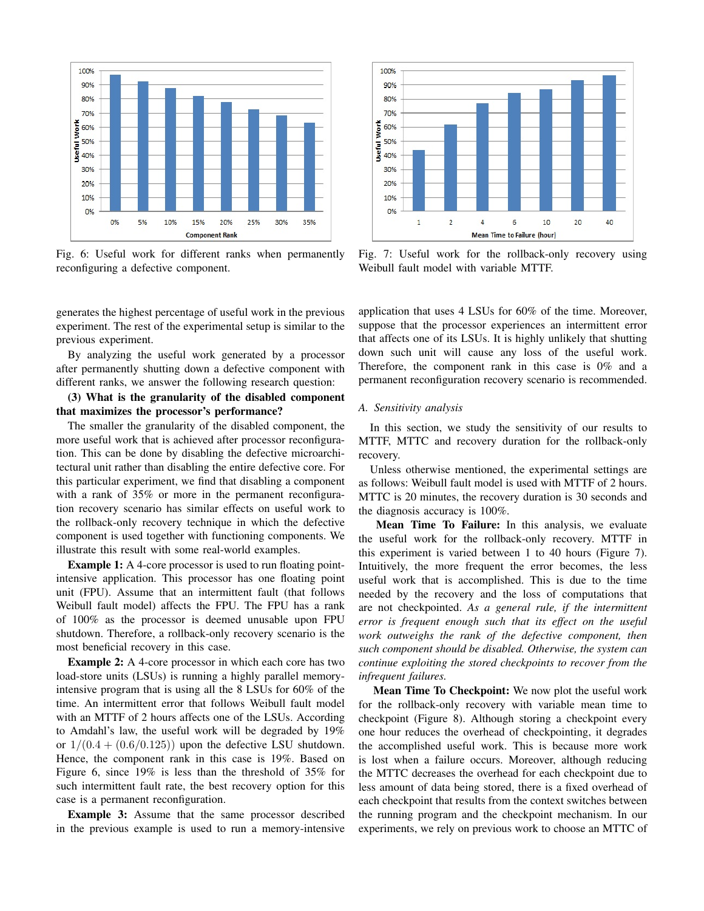Fig. 6: Useful work for different ranks when permanently reconfiguring a defective component.

Fig. 7: Useful work for the rollback-only recovery using Weibull fault model with variable MTTF.

generates the highest percentage of useful work in the previous experiment. The rest of the experimental setup is similar to the previous experiment.

By analyzing the useful work generated by a processor after permanently shutting down a defective component with different ranks, we answer the following research question:

**(3) What is the granularity of the disabled component that maximizes the processor's performance?**

The smaller the granularity of the disabled component, the more useful work that is achieved after processor reconfiguration. This can be done by disabling the defective microarchitectural unit rather than disabling the entire defective core. For this particular experiment, we find that disabling a component with a rank of 35% or more in the permanent reconfiguration recovery scenario has similar effects on useful work to the rollback-only recovery technique in which the defective component is used together with functioning components. We illustrate this result with some real-world examples.

**Example 1:** A 4-core processor is used to run floating point-intensive application. This processor has one floating point unit (FPU). Assume that an intermittent fault (that follows Weibull fault model) affects the FPU. The FPU has a rank of 100% as the processor is deemed unusable upon FPU shutdown. Therefore, a rollback-only recovery scenario is the most beneficial recovery in this case.

**Example 2:** A 4-core processor in which each core has two load-store units (LSUs) is running a highly parallel memory-intensive program that is using all the 8 LSUs for 60% of the time. An intermittent error that follows Weibull fault model with an MTTF of 2 hours affects one of the LSUs. According to Amdahl's law, the useful work will be degraded by 19% or $1/(0.4 + (0.6/0.125))$ upon the defective LSU shutdown. Hence, the component rank in this case is 19%. Based on Figure 6, since 19% is less than the threshold of 35% for such intermittent fault rate, the best recovery option for this case is a permanent reconfiguration.

**Example 3:** Assume that the same processor described in the previous example is used to run a memory-intensive application that uses 4 LSUs for 60% of the time. Moreover, suppose that the processor experiences an intermittent error that affects one of its LSUs. It is highly unlikely that shutting down such unit will cause any loss of the useful work. Therefore, the component rank in this case is 0% and a permanent reconfiguration recovery scenario is recommended.

### A. Sensitivity analysis

In this section, we study the sensitivity of our results to MTTF, MTTC and recovery duration for the rollback-only recovery.

Unless otherwise mentioned, the experimental settings are as follows: Weibull fault model is used with MTTF of 2 hours. MTTC is 20 minutes, the recovery duration is 30 seconds and the diagnosis accuracy is 100%.

**Mean Time To Failure:** In this analysis, we evaluate the useful work for the rollback-only recovery. MTTF in this experiment is varied between 1 to 40 hours (Figure 7). Intuitively, the more frequent the error becomes, the less useful work that is accomplished. This is due to the time needed by the recovery and the loss of computations that are not checkpointed. *As a general rule, if the intermittent error is frequent enough such that its effect on the useful work outweighs the rank of the defective component, then such component should be disabled. Otherwise, the system can continue exploiting the stored checkpoints to recover from the infrequent failures.*

**Mean Time To Checkpoint:** We now plot the useful work for the rollback-only recovery with variable mean time to checkpoint (Figure 8). Although storing a checkpoint every one hour reduces the overhead of checkpointing, it degrades the accomplished useful work. This is because more work is lost when a failure occurs. Moreover, although reducing the MTTC decreases the overhead for each checkpoint due to less amount of data being stored, there is a fixed overhead of each checkpoint that results from the context switches between the running program and the checkpoint mechanism. In our experiments, we rely on previous work to choose an MTTC of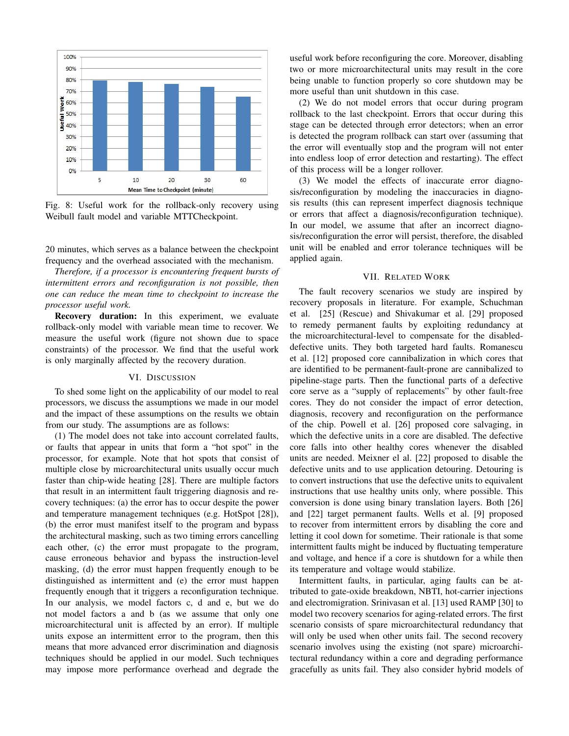Fig. 8: Useful work for the rollback-only recovery using Weibull fault model and variable MTTCheckpoint.

20 minutes, which serves as a balance between the checkpoint frequency and the overhead associated with the mechanism.

*Therefore, if a processor is encountering frequent bursts of intermittent errors and reconfiguration is not possible, then one can reduce the mean time to checkpoint to increase the processor useful work.*

**Recovery duration:** In this experiment, we evaluate rollback-only model with variable mean time to recover. We measure the useful work (figure not shown due to space constraints) of the processor. We find that the useful work is only marginally affected by the recovery duration.

## VI. Discussion

To shed some light on the applicability of our model to real processors, we discuss the assumptions we made in our model and the impact of these assumptions on the results we obtain from our study. The assumptions are as follows:

(1) The model does not take into account correlated faults, or faults that appear in units that form a "hot spot" in the processor, for example. Note that hot spots that consist of multiple close by microarchitectural units usually occur much faster than chip-wide heating [28]. There are multiple factors that result in an intermittent fault triggering diagnosis and recovery techniques: (a) the error has to occur despite the power and temperature management techniques (e.g. HotSpot [28]), (b) the error must manifest itself to the program and bypass the architectural masking, such as two timing errors cancelling each other, (c) the error must propagate to the program, cause erroneous behavior and bypass the instruction-level masking, (d) the error must happen frequently enough to be distinguished as intermittent and (e) the error must happen frequently enough that it triggers a reconfiguration technique. In our analysis, we model factors c, d and e, but we do not model factors a and b (as we assume that only one microarchitectural unit is affected by an error). If multiple units expose an intermittent error to the program, then this means that more advanced error discrimination and diagnosis techniques should be applied in our model. Such techniques may impose more performance overhead and degrade the useful work before reconfiguring the core. Moreover, disabling two or more microarchitectural units may result in the core being unable to function properly so core shutdown may be more useful than unit shutdown in this case.

(2) We do not model errors that occur during program rollback to the last checkpoint. Errors that occur during this stage can be detected through error detectors; when an error is detected the program rollback can start over (assuming that the error will eventually stop and the program will not enter into endless loop of error detection and restarting). The effect of this process will be a longer rollover.

(3) We model the effects of inaccurate error diagnosis/reconfiguration by modeling the inaccuracies in diagnosis results (this can represent imperfect diagnosis technique or errors that affect a diagnosis/reconfiguration technique). In our model, we assume that after an incorrect diagnosis/reconfiguration the error will persist, therefore, the disabled unit will be enabled and error tolerance techniques will be applied again.

## VII. Related Work

The fault recovery scenarios we study are inspired by recovery proposals in literature. For example, Schuchman et al. [25] (Rescue) and Shivakumar et al. [29] proposed to remedy permanent faults by exploiting redundancy at the microarchitectural-level to compensate for the disabled-defective units. They both targeted hard faults. Romanescu et al. [12] proposed core cannibalization in which cores that are identified to be permanent-fault-prone are cannibalized to pipeline-stage parts. Then the functional parts of a defective core serve as a "supply of replacements" by other fault-free cores. They do not consider the impact of error detection, diagnosis, recovery and reconfiguration on the performance of the chip. Powell et al. [26] proposed core salvaging, in which the defective units in a core are disabled. The defective core falls into other healthy cores whenever the disabled units are needed. Meixner el al. [22] proposed to disable the defective units and to use application detouring. Detouring is to convert instructions that use the defective units to equivalent instructions that use healthy units only, where possible. This conversion is done using binary translation layers. Both [26] and [22] target permanent faults. Wells et al. [9] proposed to recover from intermittent errors by disabling the core and letting it cool down for sometime. Their rationale is that some intermittent faults might be induced by fluctuating temperature and voltage, and hence if a core is shutdown for a while then its temperature and voltage would stabilize.

Intermittent faults, in particular, aging faults can be attributed to gate-oxide breakdown, NBTI, hot-carrier injections and electromigration. Srinivasan et al. [13] used RAMP [30] to model two recovery scenarios for aging-related errors. The first scenario consists of spare microarchitectural redundancy that will only be used when other units fail. The second recovery scenario involves using the existing (not spare) microarchitectural redundancy within a core and degrading performance gracefully as units fail. They also consider hybrid models of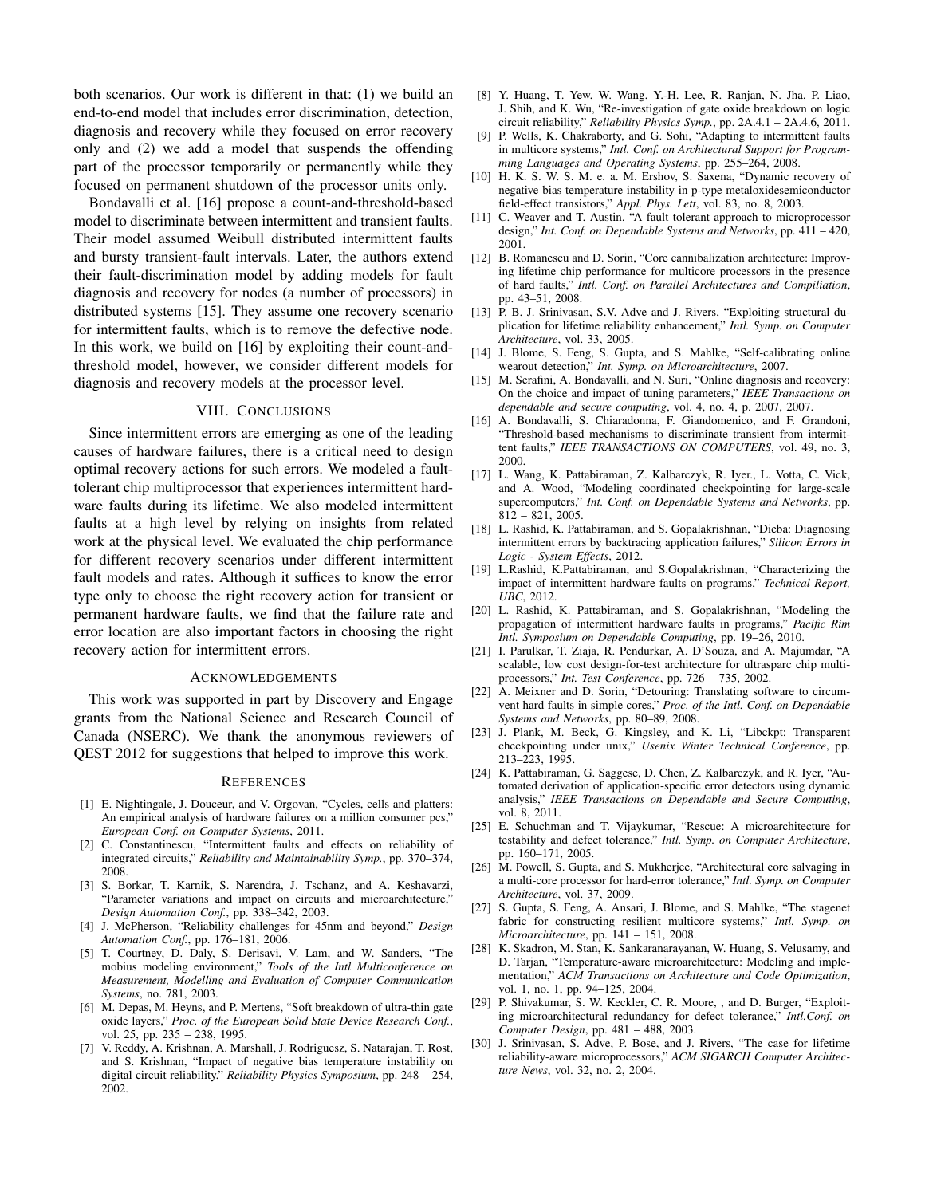both scenarios. Our work is different in that: (1) we build an end-to-end model that includes error discrimination, detection, diagnosis and recovery while they focused on error recovery only and (2) we add a model that suspends the offending part of the processor temporarily or permanently while they focused on permanent shutdown of the processor units only.

Bondavalli et al. [16] propose a count-and-threshold-based model to discriminate between intermittent and transient faults. Their model assumed Weibull distributed intermittent faults and bursty transient-fault intervals. Later, the authors extend their fault-discrimination model by adding models for fault diagnosis and recovery for nodes (a number of processors) in distributed systems [15]. They assume one recovery scenario for intermittent faults, which is to remove the defective node. In this work, we build on [16] by exploiting their count-and-threshold model, however, we consider different models for diagnosis and recovery models at the processor level.

## VIII. Conclusions

Since intermittent errors are emerging as one of the leading causes of hardware failures, there is a critical need to design optimal recovery actions for such errors. We modeled a fault-tolerant chip multiprocessor that experiences intermittent hardware faults during its lifetime. We also modeled intermittent faults at a high level by relying on insights from related work at the physical level. We evaluated the chip performance for different recovery scenarios under different intermittent fault models and rates. Although it suffices to know the error type only to choose the right recovery action for transient or permanent hardware faults, we find that the failure rate and error location are also important factors in choosing the right recovery action for intermittent errors.

## Acknowledgements

This work was supported in part by Discovery and Engage grants from the National Science and Research Council of Canada (NSERC). We thank the anonymous reviewers of QEST 2012 for suggestions that helped to improve this work.

## References

[1] E. Nightingale, J. Douceur, and V. Orgovan, "Cycles, cells and platters: An empirical analysis of hardware failures on a million consumer pcs," *European Conf. on Computer Systems*, 2011.

[2] C. Constantinescu, "Intermittent faults and effects on reliability of integrated circuits," *Reliability and Maintainability Symp.*, pp. 370–374, 2008.

[3] S. Borkar, T. Karnik, S. Narendra, J. Tschanz, and A. Keshavarzi, "Parameter variations and impact on circuits and microarchitecture," *Design Automation Conf.*, pp. 338–342, 2003.

[4] J. McPherson, "Reliability challenges for 45nm and beyond," *Design Automation Conf.*, pp. 176–181, 2006.

[5] T. Courtney, D. Daly, S. Derisavi, V. Lam, and W. Sanders, "The mobius modeling environment," *Tools of the Intl Multiconference on Measurement, Modelling and Evaluation of Computer Communication Systems*, no. 781, 2003.

[6] M. Depas, M. Heyns, and P. Mertens, "Soft breakdown of ultra-thin gate oxide layers," *Proc. of the European Solid State Device Research Conf.*, vol. 25, pp. 235 – 238, 1995.

[7] V. Reddy, A. Krishnan, A. Marshall, J. Rodriguesz, S. Natarajan, T. Rost, and S. Krishnan, "Impact of negative bias temperature instability on digital circuit reliability," *Reliability Physics Symposium*, pp. 248 – 254, 2002.

[8] Y. Huang, T. Yew, W. Wang, Y.-H. Lee, R. Ranjan, N. Jha, P. Liao, J. Shih, and K. Wu, "Re-investigation of gate oxide breakdown on logic circuit reliability," *Reliability Physics Symp.*, pp. 2A.4.1 – 2A.4.6, 2011.

[9] P. Wells, K. Chakraborty, and G. Sohi, "Adapting to intermittent faults in multicore systems," *Intl. Conf. on Architectural Support for Programming Languages and Operating Systems*, pp. 255–264, 2008.

[10] H. K. S. W. S. M. e. a. M. Ershov, S. Saxena, "Dynamic recovery of negative bias temperature instability in p-type metaloxidesemiconductor field-effect transistors," *Appl. Phys. Lett*, vol. 83, no. 8, 2003.

[11] C. Weaver and T. Austin, "A fault tolerant approach to microprocessor design," *Int. Conf. on Dependable Systems and Networks*, pp. 411 – 420, 2001.

[12] B. Romanescu and D. Sorin, "Core cannibalization architecture: Improving lifetime chip performance for multicore processors in the presence of hard faults," *Intl. Conf. on Parallel Architectures and Compiliation*, pp. 43–51, 2008.

[13] P. B. J. Srinivasan, S.V. Adve and J. Rivers, "Exploiting structural duplication for lifetime reliability enhancement," *Intl. Symp. on Computer Architecture*, vol. 33, 2005.

[14] J. Blome, S. Feng, S. Gupta, and S. Mahlke, "Self-calibrating online wearout detection," *Int. Symp. on Microarchitecture*, 2007.

[15] M. Serafini, A. Bondavalli, and N. Suri, "Online diagnosis and recovery: On the choice and impact of tuning parameters," *IEEE Transactions on dependable and secure computing*, vol. 4, no. 4, p. 2007, 2007.

[16] A. Bondavalli, S. Chiaradonna, F. Giandomenico, and F. Grandoni, "Threshold-based mechanisms to discriminate transient from intermittent faults," *IEEE TRANSACTIONS ON COMPUTERS*, vol. 49, no. 3, 2000.

[17] L. Wang, K. Pattabiraman, Z. Kalbarczyk, R. Iyer., L. Votta, C. Vick, and A. Wood, "Modeling coordinated checkpointing for large-scale supercomputers," *Int. Conf. on Dependable Systems and Networks*, pp. 812 – 821, 2005.

[18] L. Rashid, K. Pattabiraman, and S. Gopalakrishnan, "Dieba: Diagnosing intermittent errors by backtracing application failures," *Silicon Errors in Logic - System Effects*, 2012.

[19] L.Rashid, K.Pattabiraman, and S.Gopalakrishnan, "Characterizing the impact of intermittent hardware faults on programs," *Technical Report, UBC*, 2012.

[20] L. Rashid, K. Pattabiraman, and S. Gopalakrishnan, "Modeling the propagation of intermittent hardware faults in programs," *Pacific Rim Intl. Symposium on Dependable Computing*, pp. 19–26, 2010.

[21] I. Parulkar, T. Ziaja, R. Pendurkar, A. D'Souza, and A. Majumdar, "A scalable, low cost design-for-test architecture for ultrasparc chip multiprocessors," *Int. Test Conference*, pp. 726 – 735, 2002.

[22] A. Meixner and D. Sorin, "Detouring: Translating software to circumvent hard faults in simple cores," *Proc. of the Intl. Conf. on Dependable Systems and Networks*, pp. 80–89, 2008.

[23] J. Plank, M. Beck, G. Kingsley, and K. Li, "Libckpt: Transparent checkpointing under unix," *Usenix Winter Technical Conference*, pp. 213–223, 1995.

[24] K. Pattabiraman, G. Saggese, D. Chen, Z. Kalbarczyk, and R. Iyer, "Automated derivation of application-specific error detectors using dynamic analysis," *IEEE Transactions on Dependable and Secure Computing*, vol. 8, 2011.

[25] E. Schuchman and T. Vijaykumar, "Rescue: A microarchitecture for testability and defect tolerance," *Intl. Symp. on Computer Architecture*, pp. 160–171, 2005.

[26] M. Powell, S. Gupta, and S. Mukherjee, "Architectural core salvaging in a multi-core processor for hard-error tolerance," *Intl. Symp. on Computer Architecture*, vol. 37, 2009.

[27] S. Gupta, S. Feng, A. Ansari, J. Blome, and S. Mahlke, "The stagenet fabric for constructing resilient multicore systems," *Intl. Symp. on Microarchitecture*, pp. 141 – 151, 2008.

[28] K. Skadron, M. Stan, K. Sankaranarayanan, W. Huang, S. Velusamy, and D. Tarjan, "Temperature-aware microarchitecture: Modeling and implementation," *ACM Transactions on Architecture and Code Optimization*, vol. 1, no. 1, pp. 94–125, 2004.

[29] P. Shivakumar, S. W. Keckler, C. R. Moore, , and D. Burger, "Exploiting microarchitectural redundancy for defect tolerance," *Intl.Conf. on Computer Design*, pp. 481 – 488, 2003.

[30] J. Srinivasan, S. Adve, P. Bose, and J. Rivers, "The case for lifetime reliability-aware microprocessors," *ACM SIGARCH Computer Architecture News*, vol. 32, no. 2, 2004.